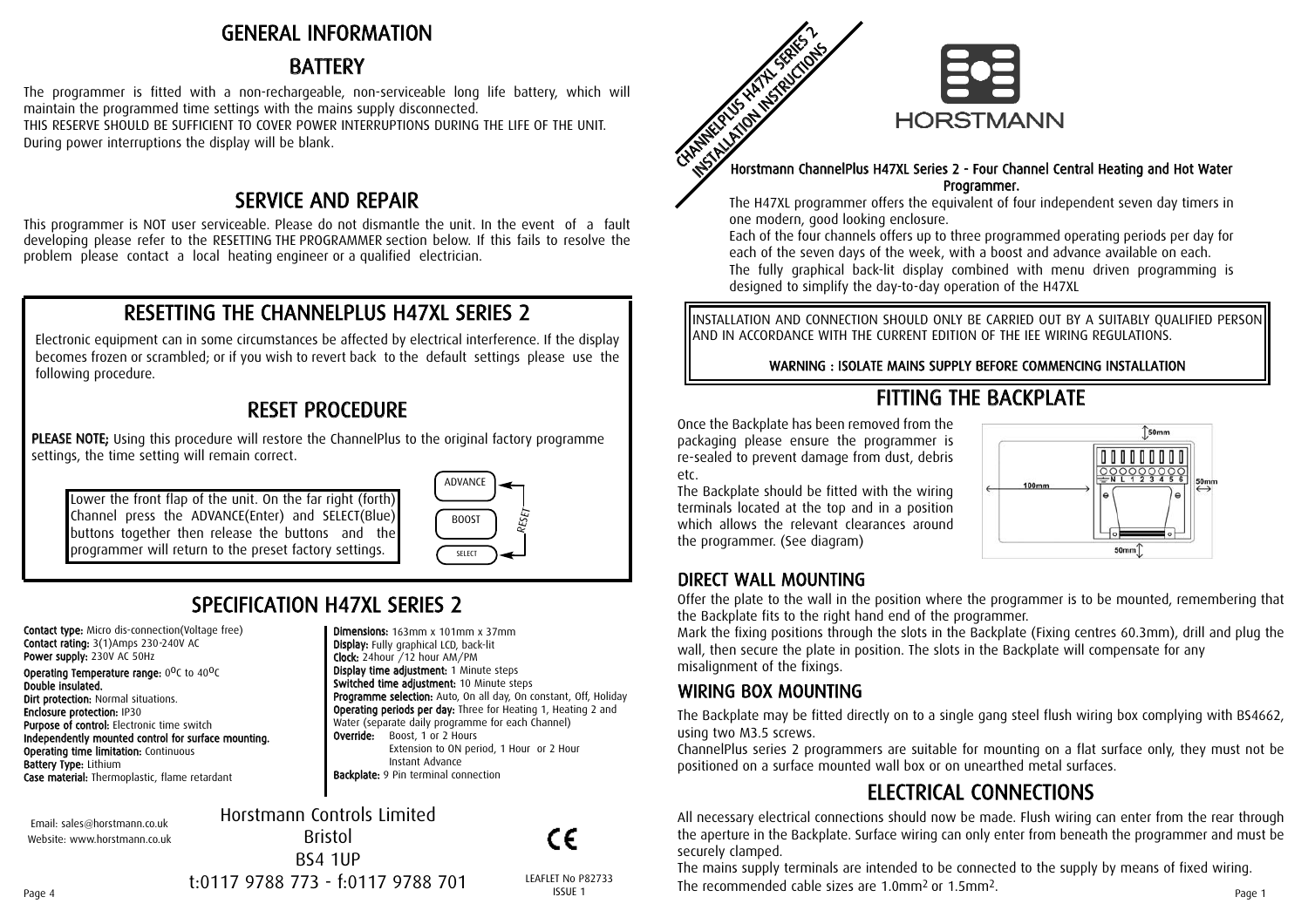# GENERAL INFORMATION

## BATTERY

The programmer is fitted with a non-rechargeable, non-serviceable long life battery, which will maintain the programmed time settings with the mains supply disconnected.
THIS RESERVE SHOULD BE SUFFICIENT TO COVER POWER INTERRUPTIONS DURING THE LIFE OF THE UNIT.
During power interruptions the display will be blank.

## SERVICE AND REPAIR

This programmer is NOT user serviceable. Please do not dismantle the unit. In the event of a fault developing please refer to the RESETTING THE PROGRAMMER section below. If this fails to resolve the problem please contact a local heating engineer or a qualified electrician.

## RESETTING THE CHANNELPLUS H47XL SERIES 2

Electronic equipment can in some circumstances be affected by electrical interference. If the display becomes frozen or scrambled; or if you wish to revert back to the default settings please use the following procedure.

## RESET PROCEDURE

**PLEASE NOTE;** Using this procedure will restore the ChannelPlus to the original factory programme settings, the time setting will remain correct.

Lower the front flap of the unit. On the far right (forth) Channel press the ADVANCE(Enter) and SELECT(Blue) buttons together then release the buttons and the programmer will return to the preset factory settings.

ADVANCE
BOOST
SELECT
RESET

## SPECIFICATION H47XL SERIES 2

**Contact type:** Micro dis-connection(Voltage free)
**Contact rating:** 3(1)Amps 230-240V AC
**Power supply:** 230V AC 50Hz
**Operating Temperature range:** $0^{o}C$ to $40^{o}C$
**Double insulated.**
**Dirt protection:** Normal situations.
**Enclosure protection:** IP30
**Purpose of control:** Electronic time switch
**Independently mounted control for surface mounting.**
**Operating time limitation:** Continuous
**Battery Type:** Lithium
**Case material:** Thermoplastic, flame retardant

**Dimensions:** 163mm x 101mm x 37mm
**Display:** Fully graphical LCD, back-lit
**Clock:** 24hour /12 hour AM/PM
**Display time adjustment:** 1 Minute steps
**Switched time adjustment:** 10 Minute steps
**Programme selection:** Auto, On all day, On constant, Off, Holiday
**Operating periods per day:** Three for Heating 1, Heating 2 and Water (separate daily programme for each Channel)
**Override:** Boost, 1 or 2 Hours
Extension to ON period, 1 Hour or 2 Hour
Instant Advance
**Backplate:** 9 Pin terminal connection

Email: sales@horstmann.co.uk
Website: www.horstmann.co.uk

Horstmann Controls Limited
Bristol
BS4 1UP
t:0117 9788 773 - f:0117 9788 701

CE

LEAFLET No P82733
ISSUE 1

CHANNELPLUS H47XL SERIES 2
INSTALLATION INSTRUCTIONS

HORSTMANN

**Horstmann ChannelPlus H47XL Series 2 - Four Channel Central Heating and Hot Water Programmer.**

The H47XL programmer offers the equivalent of four independent seven day timers in one modern, good looking enclosure.
Each of the four channels offers up to three programmed operating periods per day for each of the seven days of the week, with a boost and advance available on each.
The fully graphical back-lit display combined with menu driven programming is designed to simplify the day-to-day operation of the H47XL

INSTALLATION AND CONNECTION SHOULD ONLY BE CARRIED OUT BY A SUITABLY QUALIFIED PERSON AND IN ACCORDANCE WITH THE CURRENT EDITION OF THE IEE WIRING REGULATIONS.

**WARNING : ISOLATE MAINS SUPPLY BEFORE COMMENCING INSTALLATION**

## FITTING THE BACKPLATE

Once the Backplate has been removed from the packaging please ensure the programmer is re-sealed to prevent damage from dust, debris etc.
The Backplate should be fitted with the wiring terminals located at the top and in a position which allows the relevant clearances around the programmer. (See diagram)

50mm
100mm
N L 1 2 3 4 5 6
50mm
50mm

### DIRECT WALL MOUNTING

Offer the plate to the wall in the position where the programmer is to be mounted, remembering that the Backplate fits to the right hand end of the programmer.
Mark the fixing positions through the slots in the Backplate (Fixing centres 60.3mm), drill and plug the wall, then secure the plate in position. The slots in the Backplate will compensate for any misalignment of the fixings.

### WIRING BOX MOUNTING

The Backplate may be fitted directly on to a single gang steel flush wiring box complying with BS4662, using two M3.5 screws.
ChannelPlus series 2 programmers are suitable for mounting on a flat surface only, they must not be positioned on a surface mounted wall box or on unearthed metal surfaces.

## ELECTRICAL CONNECTIONS

All necessary electrical connections should now be made. Flush wiring can enter from the rear through the aperture in the Backplate. Surface wiring can only enter from beneath the programmer and must be securely clamped.
The mains supply terminals are intended to be connected to the supply by means of fixed wiring.
The recommended cable sizes are $1.0mm^2$ or $1.5mm^2$.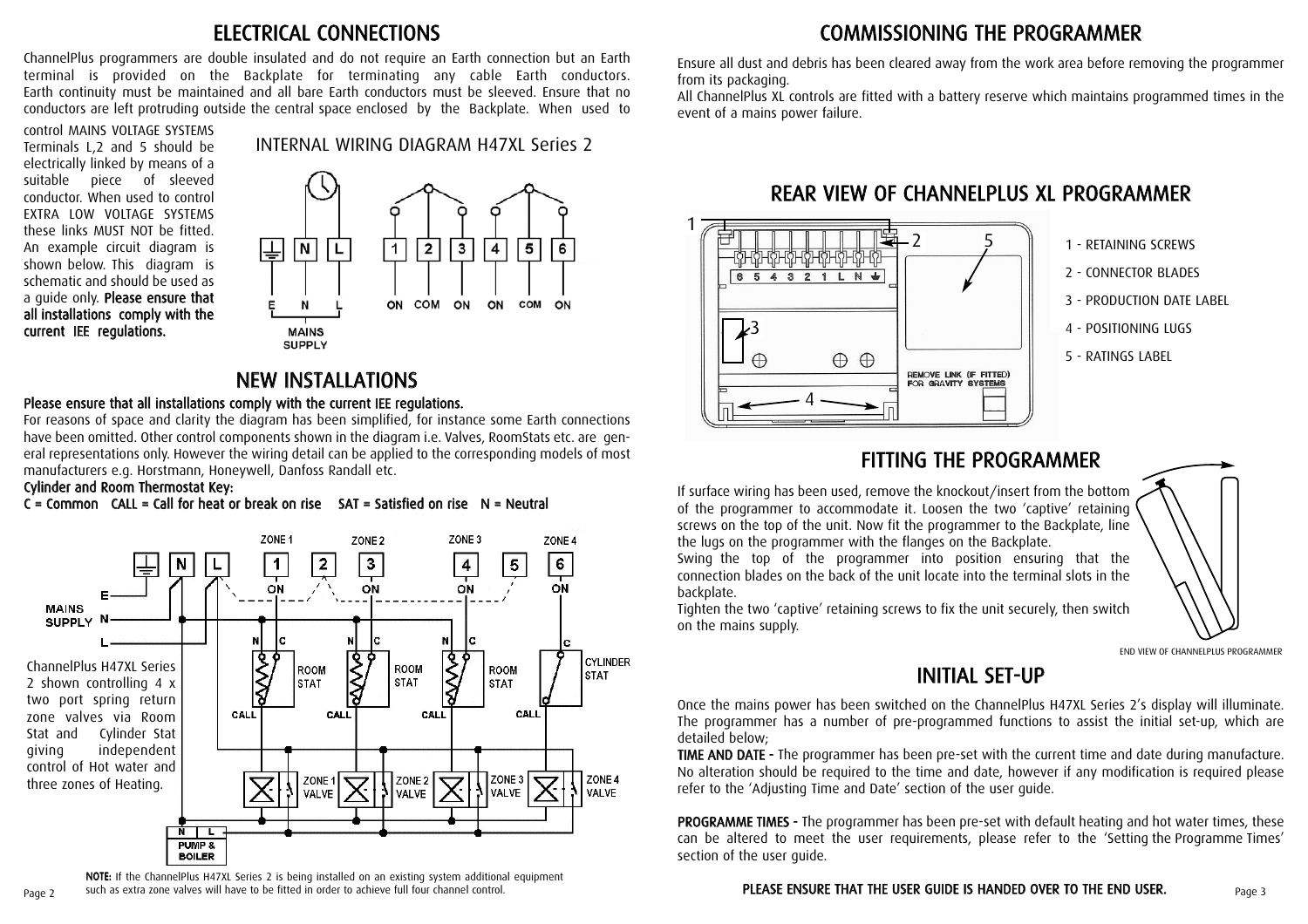# ELECTRICAL CONNECTIONS

ChannelPlus programmers are double insulated and do not require an Earth connection but an Earth terminal is provided on the Backplate for terminating any cable Earth conductors. Earth continuity must be maintained and all bare Earth conductors must be sleeved. Ensure that no conductors are left protruding outside the central space enclosed by the Backplate. When used to control MAINS VOLTAGE SYSTEMS Terminals L,2 and 5 should be electrically linked by means of a suitable piece of sleeved conductor. When used to control EXTRA LOW VOLTAGE SYSTEMS these links MUST NOT be fitted. An example circuit diagram is shown below. This diagram is schematic and should be used as a guide only. **Please ensure that all installations comply with the current IEE regulations.**

INTERNAL WIRING DIAGRAM H47XL Series 2

N L 1 2 3 4 5 6

E N L
MAINS
SUPPLY

ON COM ON ON COM ON

# NEW INSTALLATIONS

**Please ensure that all installations comply with the current IEE regulations.**

For reasons of space and clarity the diagram has been simplified, for instance some Earth connections have been omitted. Other control components shown in the diagram i.e. Valves, RoomStats etc. are general representations only. However the wiring detail can be applied to the corresponding models of most manufacturers e.g. Horstmann, Honeywell, Danfoss Randall etc.

**Cylinder and Room Thermostat Key:**

**C = Common CALL = Call for heat or break on rise SAT = Satisfied on rise N = Neutral**

ZONE 1 ZONE 2 ZONE 3 ZONE 4

N L 1 2 3 4 5 6

ON ON ON ON

E
MAINS
SUPPLY N
L

N C ROOM STAT CALL
N C ROOM STAT CALL
N C ROOM STAT CALL
C CYLINDER STAT CALL

ZONE 1 VALVE ZONE 2 VALVE ZONE 3 VALVE ZONE 4 VALVE

N L
PUMP & BOILER

ChannelPlus H47XL Series 2 shown controlling 4 x two port spring return zone valves via Room Stat and Cylinder Stat giving independent control of Hot water and three zones of Heating.

**NOTE:** If the ChannelPlus H47XL Series 2 is being installed on an existing system additional equipment such as extra zone valves will have to be fitted in order to achieve full four channel control.

# COMMISSIONING THE PROGRAMMER

Ensure all dust and debris has been cleared away from the work area before removing the programmer from its packaging.

All ChannelPlus XL controls are fitted with a battery reserve which maintains programmed times in the event of a mains power failure.

# REAR VIEW OF CHANNELPLUS XL PROGRAMMER

6 5 4 3 2 1 L N

REMOVE LINK (IF FITTED) FOR GRAVITY SYSTEMS

1 - RETAINING SCREWS
2 - CONNECTOR BLADES
3 - PRODUCTION DATE LABEL
4 - POSITIONING LUGS
5 - RATINGS LABEL

# FITTING THE PROGRAMMER

If surface wiring has been used, remove the knockout/insert from the bottom of the programmer to accommodate it. Loosen the two 'captive' retaining screws on the top of the unit. Now fit the programmer to the Backplate, line the lugs on the programmer with the flanges on the Backplate.

Swing the top of the programmer into position ensuring that the connection blades on the back of the unit locate into the terminal slots in the backplate.

Tighten the two 'captive' retaining screws to fix the unit securely, then switch on the mains supply.

END VIEW OF CHANNELPLUS PROGRAMMER

# INITIAL SET-UP

Once the mains power has been switched on the ChannelPlus H47XL Series 2's display will illuminate. The programmer has a number of pre-programmed functions to assist the initial set-up, which are detailed below;

**TIME AND DATE -** The programmer has been pre-set with the current time and date during manufacture. No alteration should be required to the time and date, however if any modification is required please refer to the 'Adjusting Time and Date' section of the user guide.

**PROGRAMME TIMES -** The programmer has been pre-set with default heating and hot water times, these can be altered to meet the user requirements, please refer to the 'Setting the Programme Times' section of the user guide.

**PLEASE ENSURE THAT THE USER GUIDE IS HANDED OVER TO THE END USER.**